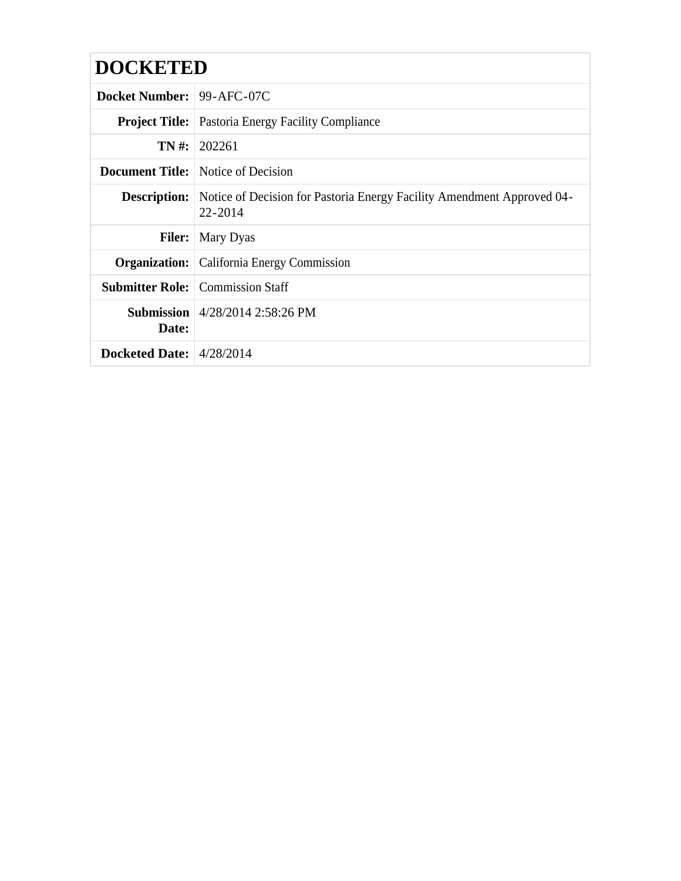# DOCKETED

| | |
|---|---|
| **Docket Number:** | 99-AFC-07C |
| **Project Title:** | Pastoria Energy Facility Compliance |
| **TN #:** | 202261 |
| **Document Title:** | Notice of Decision |
| **Description:** | Notice of Decision for Pastoria Energy Facility Amendment Approved 04-22-2014 |
| **Filer:** | Mary Dyas |
| **Organization:** | California Energy Commission |
| **Submitter Role:** | Commission Staff |
| **Submission Date:** | 4/28/2014 2:58:26 PM |
| **Docketed Date:** | 4/28/2014 |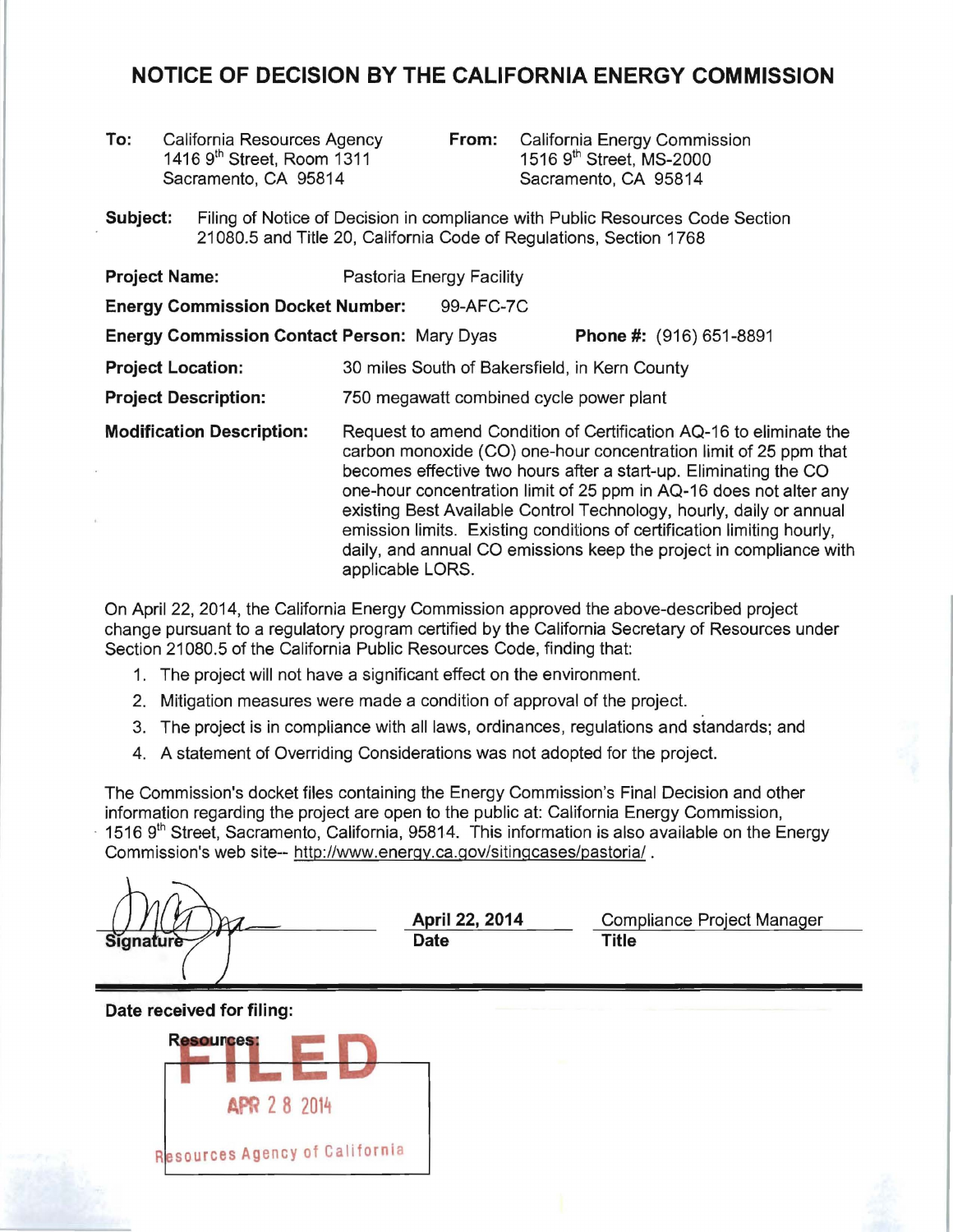# NOTICE OF DECISION BY THE CALIFORNIA ENERGY COMMISSION

**To:** California Resources Agency
1416 9th Street, Room 1311
Sacramento, CA 95814

**From:** California Energy Commission
1516 9th Street, MS-2000
Sacramento, CA 95814

**Subject:** Filing of Notice of Decision in compliance with Public Resources Code Section 21080.5 and Title 20, California Code of Regulations, Section 1768

**Project Name:** Pastoria Energy Facility

**Energy Commission Docket Number:** 99-AFC-7C

**Energy Commission Contact Person:** Mary Dyas **Phone #:** (916) 651-8891

**Project Location:** 30 miles South of Bakersfield, in Kern County

**Project Description:** 750 megawatt combined cycle power plant

**Modification Description:** Request to amend Condition of Certification AQ-16 to eliminate the carbon monoxide (CO) one-hour concentration limit of 25 ppm that becomes effective two hours after a start-up. Eliminating the CO one-hour concentration limit of 25 ppm in AQ-16 does not alter any existing Best Available Control Technology, hourly, daily or annual emission limits. Existing conditions of certification limiting hourly, daily, and annual CO emissions keep the project in compliance with applicable LORS.

On April 22, 2014, the California Energy Commission approved the above-described project change pursuant to a regulatory program certified by the California Secretary of Resources under Section 21080.5 of the California Public Resources Code, finding that:

1. The project will not have a significant effect on the environment.
2. Mitigation measures were made a condition of approval of the project.
3. The project is in compliance with all laws, ordinances, regulations and standards; and
4. A statement of Overriding Considerations was not adopted for the project.

The Commission's docket files containing the Energy Commission's Final Decision and other information regarding the project are open to the public at: California Energy Commission, 1516 9th Street, Sacramento, California, 95814. This information is also available on the Energy Commission's web site-- http://www.energy.ca.gov/sitingcases/pastoria/ .

| Signature | Date | Title |
|---|---|---|
| [signature] | April 22, 2014 | Compliance Project Manager |

**Date received for filing:**

Resources:

FILED
APR 28 2014
Resources Agency of California